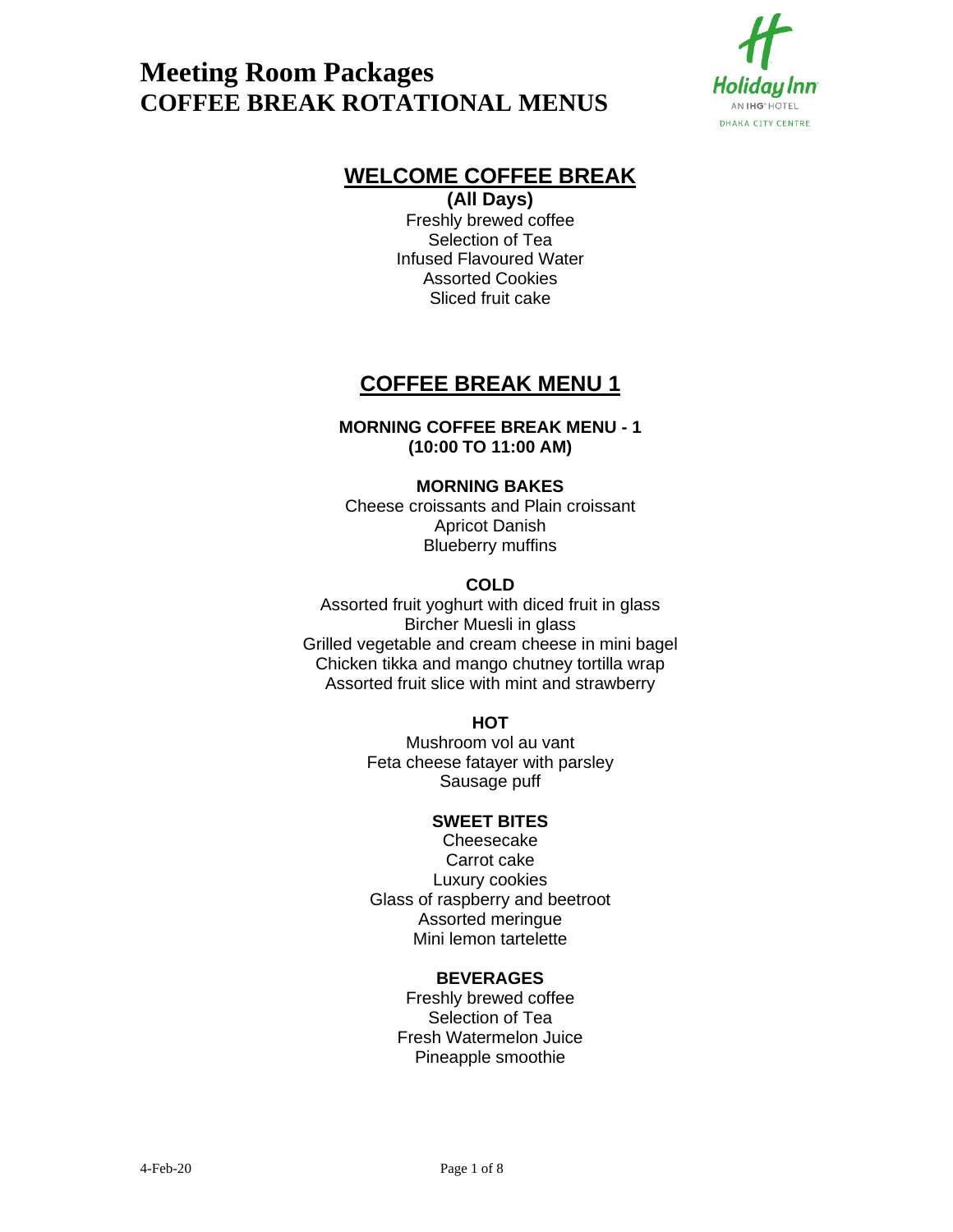# Meeting Room Packages
# COFFEE BREAK ROTATIONAL MENUS

## WELCOME COFFEE BREAK

**(All Days)**

Freshly brewed coffee
Selection of Tea
Infused Flavoured Water
Assorted Cookies
Sliced fruit cake

## COFFEE BREAK MENU 1

### MORNING COFFEE BREAK MENU - 1
### (10:00 TO 11:00 AM)

**MORNING BAKES**

Cheese croissants and Plain croissant
Apricot Danish
Blueberry muffins

**COLD**

Assorted fruit yoghurt with diced fruit in glass
Bircher Muesli in glass
Grilled vegetable and cream cheese in mini bagel
Chicken tikka and mango chutney tortilla wrap
Assorted fruit slice with mint and strawberry

**HOT**

Mushroom vol au vant
Feta cheese fatayer with parsley
Sausage puff

**SWEET BITES**

Cheesecake
Carrot cake
Luxury cookies
Glass of raspberry and beetroot
Assorted meringue
Mini lemon tartelette

**BEVERAGES**

Freshly brewed coffee
Selection of Tea
Fresh Watermelon Juice
Pineapple smoothie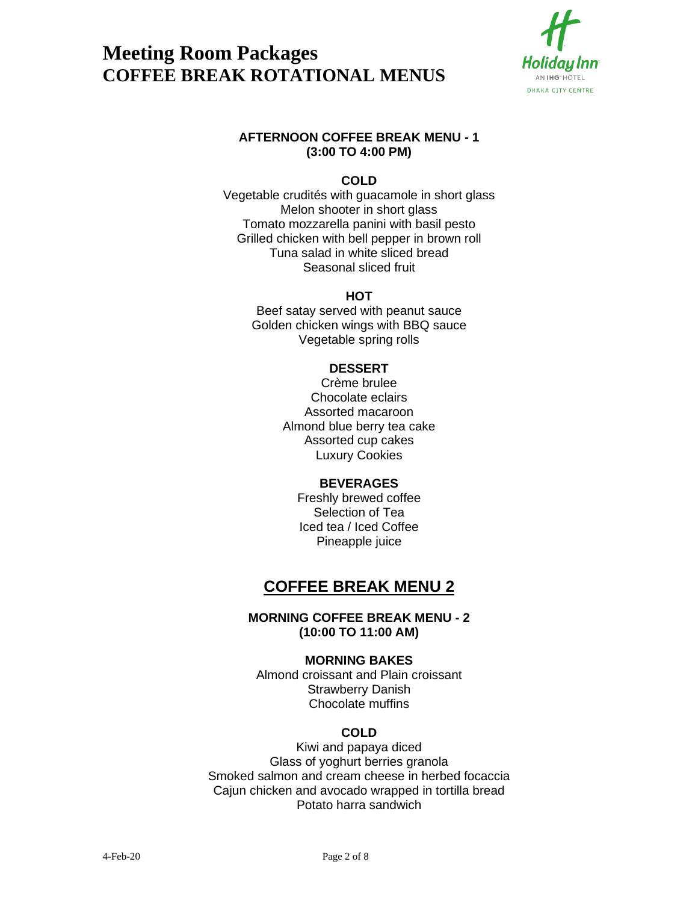# Meeting Room Packages
# COFFEE BREAK ROTATIONAL MENUS

Holiday Inn
AN IHG HOTEL
DHAKA CITY CENTRE

**AFTERNOON COFFEE BREAK MENU - 1**
**(3:00 TO 4:00 PM)**

**COLD**

Vegetable crudités with guacamole in short glass
Melon shooter in short glass
Tomato mozzarella panini with basil pesto
Grilled chicken with bell pepper in brown roll
Tuna salad in white sliced bread
Seasonal sliced fruit

**HOT**

Beef satay served with peanut sauce
Golden chicken wings with BBQ sauce
Vegetable spring rolls

**DESSERT**

Crème brulee
Chocolate eclairs
Assorted macaroon
Almond blue berry tea cake
Assorted cup cakes
Luxury Cookies

**BEVERAGES**

Freshly brewed coffee
Selection of Tea
Iced tea / Iced Coffee
Pineapple juice

## COFFEE BREAK MENU 2

**MORNING COFFEE BREAK MENU - 2**
**(10:00 TO 11:00 AM)**

**MORNING BAKES**

Almond croissant and Plain croissant
Strawberry Danish
Chocolate muffins

**COLD**

Kiwi and papaya diced
Glass of yoghurt berries granola
Smoked salmon and cream cheese in herbed focaccia
Cajun chicken and avocado wrapped in tortilla bread
Potato harra sandwich

4-Feb-20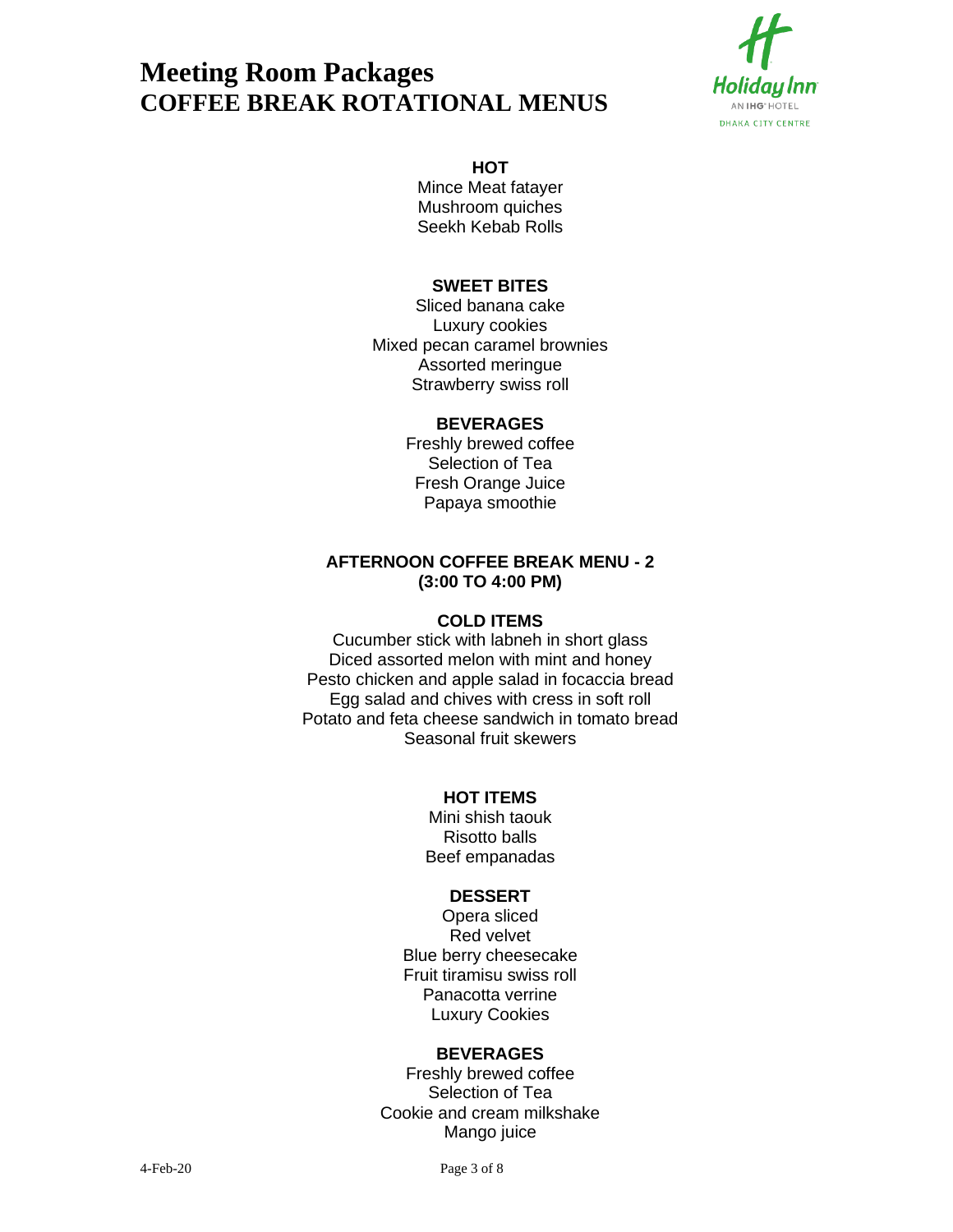# Meeting Room Packages
## COFFEE BREAK ROTATIONAL MENUS

**HOT**

Mince Meat fatayer
Mushroom quiches
Seekh Kebab Rolls

**SWEET BITES**

Sliced banana cake
Luxury cookies
Mixed pecan caramel brownies
Assorted meringue
Strawberry swiss roll

**BEVERAGES**

Freshly brewed coffee
Selection of Tea
Fresh Orange Juice
Papaya smoothie

**AFTERNOON COFFEE BREAK MENU - 2**
**(3:00 TO 4:00 PM)**

**COLD ITEMS**

Cucumber stick with labneh in short glass
Diced assorted melon with mint and honey
Pesto chicken and apple salad in focaccia bread
Egg salad and chives with cress in soft roll
Potato and feta cheese sandwich in tomato bread
Seasonal fruit skewers

**HOT ITEMS**

Mini shish taouk
Risotto balls
Beef empanadas

**DESSERT**

Opera sliced
Red velvet
Blue berry cheesecake
Fruit tiramisu swiss roll
Panacotta verrine
Luxury Cookies

**BEVERAGES**

Freshly brewed coffee
Selection of Tea
Cookie and cream milkshake
Mango juice

4-Feb-20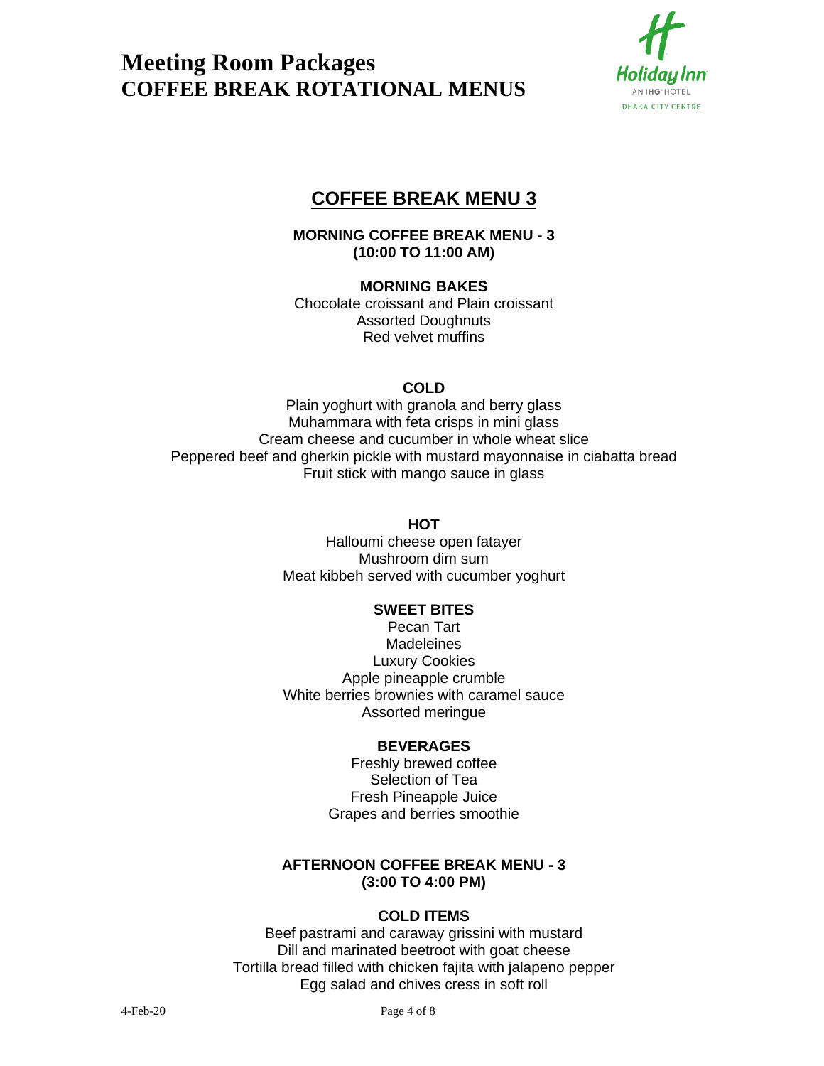# Meeting Room Packages
# COFFEE BREAK ROTATIONAL MENUS

## COFFEE BREAK MENU 3

### MORNING COFFEE BREAK MENU - 3
### (10:00 TO 11:00 AM)

**MORNING BAKES**

Chocolate croissant and Plain croissant
Assorted Doughnuts
Red velvet muffins

**COLD**

Plain yoghurt with granola and berry glass
Muhammara with feta crisps in mini glass
Cream cheese and cucumber in whole wheat slice
Peppered beef and gherkin pickle with mustard mayonnaise in ciabatta bread
Fruit stick with mango sauce in glass

**HOT**

Halloumi cheese open fatayer
Mushroom dim sum
Meat kibbeh served with cucumber yoghurt

**SWEET BITES**

Pecan Tart
Madeleines
Luxury Cookies
Apple pineapple crumble
White berries brownies with caramel sauce
Assorted meringue

**BEVERAGES**

Freshly brewed coffee
Selection of Tea
Fresh Pineapple Juice
Grapes and berries smoothie

### AFTERNOON COFFEE BREAK MENU - 3
### (3:00 TO 4:00 PM)

**COLD ITEMS**

Beef pastrami and caraway grissini with mustard
Dill and marinated beetroot with goat cheese
Tortilla bread filled with chicken fajita with jalapeno pepper
Egg salad and chives cress in soft roll

4-Feb-20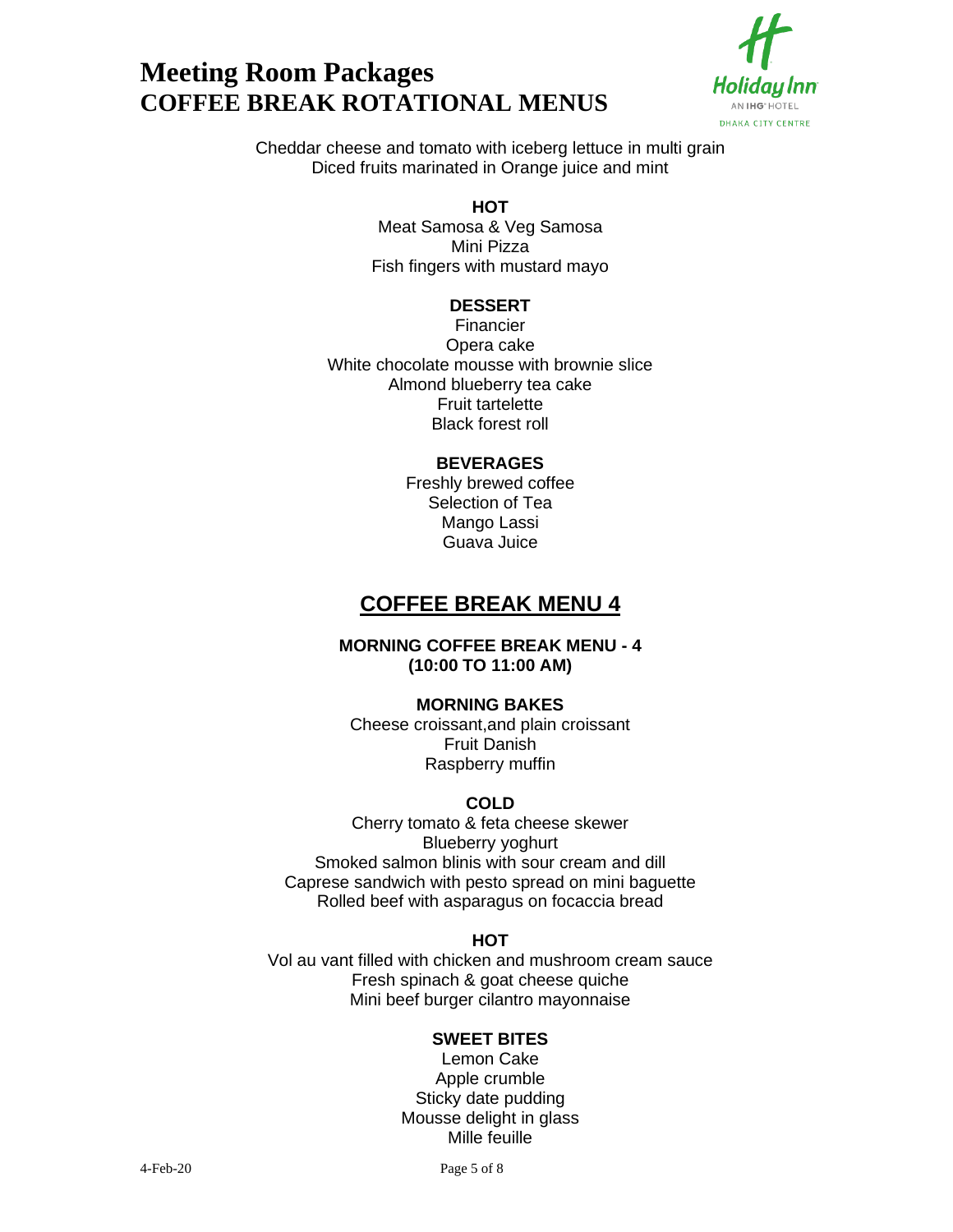# Meeting Room Packages
# COFFEE BREAK ROTATIONAL MENUS

Cheddar cheese and tomato with iceberg lettuce in multi grain
Diced fruits marinated in Orange juice and mint

**HOT**

Meat Samosa & Veg Samosa
Mini Pizza
Fish fingers with mustard mayo

**DESSERT**

Financier
Opera cake
White chocolate mousse with brownie slice
Almond blueberry tea cake
Fruit tartelette
Black forest roll

**BEVERAGES**

Freshly brewed coffee
Selection of Tea
Mango Lassi
Guava Juice

## COFFEE BREAK MENU 4

### MORNING COFFEE BREAK MENU - 4 (10:00 TO 11:00 AM)

**MORNING BAKES**

Cheese croissant,and plain croissant
Fruit Danish
Raspberry muffin

**COLD**

Cherry tomato & feta cheese skewer
Blueberry yoghurt
Smoked salmon blinis with sour cream and dill
Caprese sandwich with pesto spread on mini baguette
Rolled beef with asparagus on focaccia bread

**HOT**

Vol au vant filled with chicken and mushroom cream sauce
Fresh spinach & goat cheese quiche
Mini beef burger cilantro mayonnaise

**SWEET BITES**

Lemon Cake
Apple crumble
Sticky date pudding
Mousse delight in glass
Mille feuille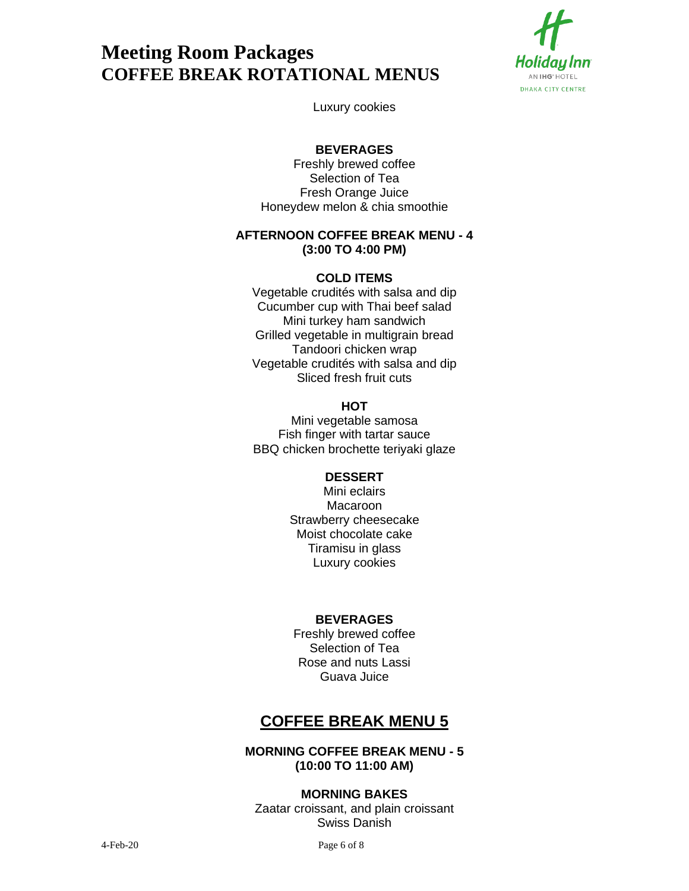Luxury cookies

**BEVERAGES**

Freshly brewed coffee
Selection of Tea
Fresh Orange Juice
Honeydew melon & chia smoothie

### AFTERNOON COFFEE BREAK MENU - 4
### (3:00 TO 4:00 PM)

**COLD ITEMS**

Vegetable crudités with salsa and dip
Cucumber cup with Thai beef salad
Mini turkey ham sandwich
Grilled vegetable in multigrain bread
Tandoori chicken wrap
Vegetable crudités with salsa and dip
Sliced fresh fruit cuts

**HOT**

Mini vegetable samosa
Fish finger with tartar sauce
BBQ chicken brochette teriyaki glaze

**DESSERT**

Mini eclairs
Macaroon
Strawberry cheesecake
Moist chocolate cake
Tiramisu in glass
Luxury cookies

**BEVERAGES**

Freshly brewed coffee
Selection of Tea
Rose and nuts Lassi
Guava Juice

## COFFEE BREAK MENU 5

### MORNING COFFEE BREAK MENU - 5
### (10:00 TO 11:00 AM)

**MORNING BAKES**

Zaatar croissant, and plain croissant
Swiss Danish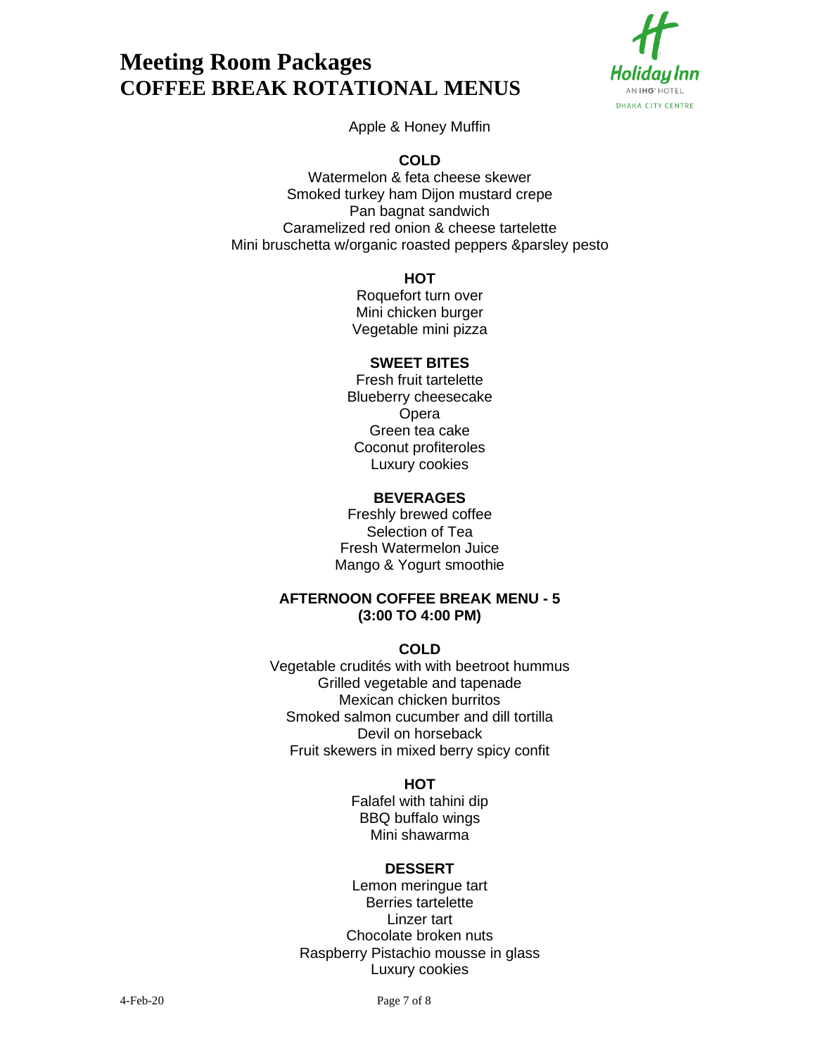# Meeting Room Packages
## COFFEE BREAK ROTATIONAL MENUS

Apple & Honey Muffin

**COLD**

Watermelon & feta cheese skewer
Smoked turkey ham Dijon mustard crepe
Pan bagnat sandwich
Caramelized red onion & cheese tartelette
Mini bruschetta w/organic roasted peppers &parsley pesto

**HOT**

Roquefort turn over
Mini chicken burger
Vegetable mini pizza

**SWEET BITES**

Fresh fruit tartelette
Blueberry cheesecake
Opera
Green tea cake
Coconut profiteroles
Luxury cookies

**BEVERAGES**

Freshly brewed coffee
Selection of Tea
Fresh Watermelon Juice
Mango & Yogurt smoothie

### AFTERNOON COFFEE BREAK MENU - 5
### (3:00 TO 4:00 PM)

**COLD**

Vegetable crudités with with beetroot hummus
Grilled vegetable and tapenade
Mexican chicken burritos
Smoked salmon cucumber and dill tortilla
Devil on horseback
Fruit skewers in mixed berry spicy confit

**HOT**

Falafel with tahini dip
BBQ buffalo wings
Mini shawarma

**DESSERT**

Lemon meringue tart
Berries tartelette
Linzer tart
Chocolate broken nuts
Raspberry Pistachio mousse in glass
Luxury cookies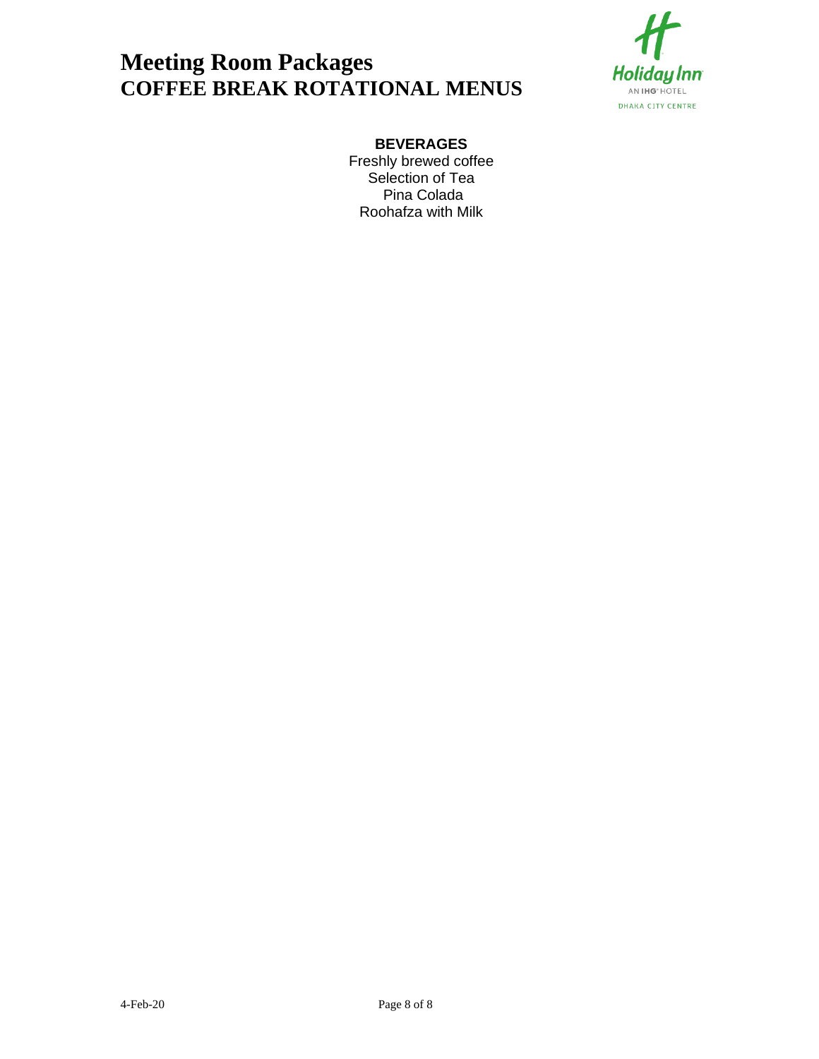# Meeting Room Packages
# COFFEE BREAK ROTATIONAL MENUS

**BEVERAGES**

Freshly brewed coffee
Selection of Tea
Pina Colada
Roohafza with Milk